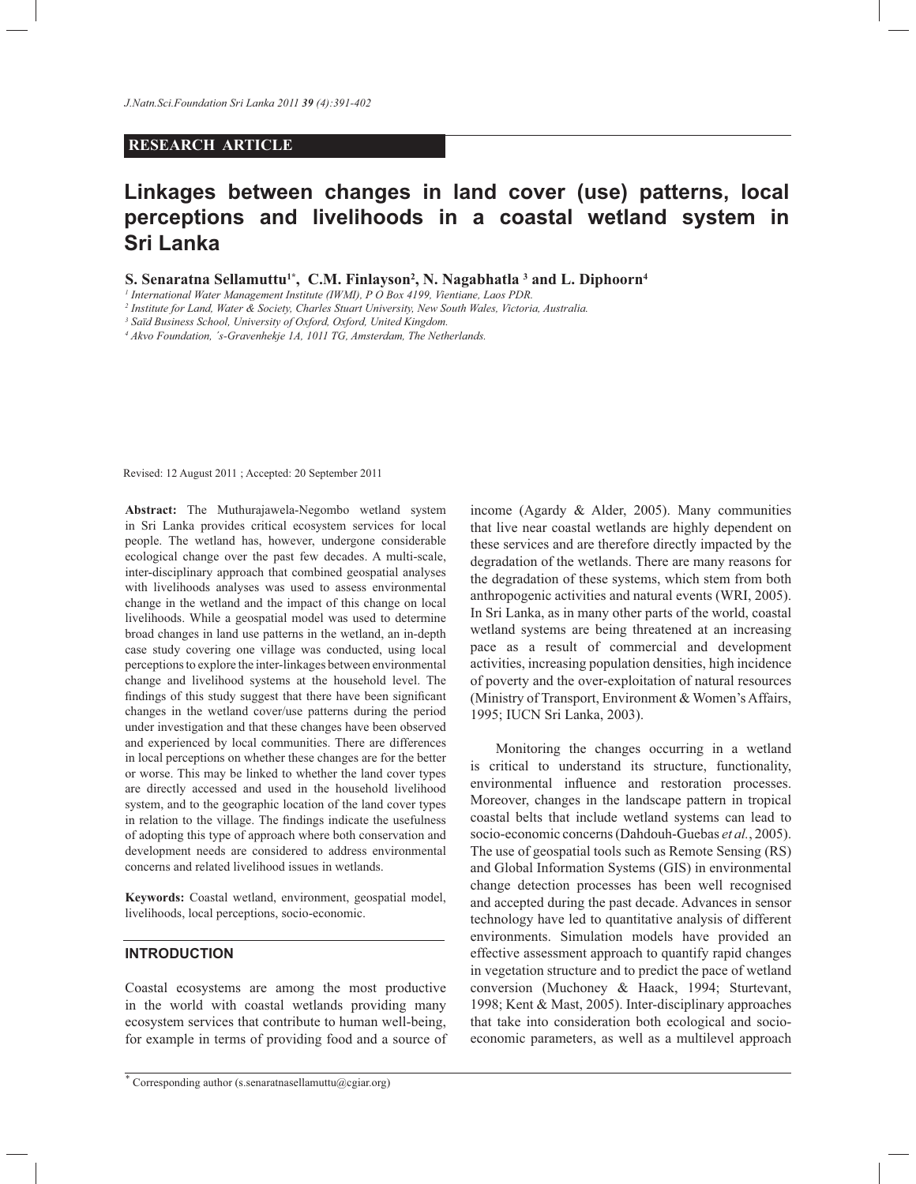**RESEARCH ARTICLE**

# Linkages between changes in land cover (use) patterns, local perceptions and livelihoods in a coastal wetland system in Sri Lanka

**S. Senaratna Sellamuttu[1*], C.M. Finlayson[2], N. Nagabhatla [3] and L. Diphoorn[4]**

[1] *International Water Management Institute (IWMI), P O Box 4199, Vientiane, Laos PDR.*

[2] *Institute for Land, Water & Society, Charles Stuart University, New South Wales, Victoria, Australia.*

[3] *Saïd Business School, University of Oxford, Oxford, United Kingdom.*

[4] *Akvo Foundation, ´s-Gravenhekje 1A, 1011 TG, Amsterdam, The Netherlands.*

Revised: 12 August 2011 ; Accepted: 20 September 2011

**Abstract:** The Muthurajawela-Negombo wetland system in Sri Lanka provides critical ecosystem services for local people. The wetland has, however, undergone considerable ecological change over the past few decades. A multi-scale, inter-disciplinary approach that combined geospatial analyses with livelihoods analyses was used to assess environmental change in the wetland and the impact of this change on local livelihoods. While a geospatial model was used to determine broad changes in land use patterns in the wetland, an in-depth case study covering one village was conducted, using local perceptions to explore the inter-linkages between environmental change and livelihood systems at the household level. The findings of this study suggest that there have been significant changes in the wetland cover/use patterns during the period under investigation and that these changes have been observed and experienced by local communities. There are differences in local perceptions on whether these changes are for the better or worse. This may be linked to whether the land cover types are directly accessed and used in the household livelihood system, and to the geographic location of the land cover types in relation to the village. The findings indicate the usefulness of adopting this type of approach where both conservation and development needs are considered to address environmental concerns and related livelihood issues in wetlands.

**Keywords:** Coastal wetland, environment, geospatial model, livelihoods, local perceptions, socio-economic.

## INTRODUCTION

Coastal ecosystems are among the most productive in the world with coastal wetlands providing many ecosystem services that contribute to human well-being, for example in terms of providing food and a source of income (Agardy & Alder, 2005). Many communities that live near coastal wetlands are highly dependent on these services and are therefore directly impacted by the degradation of the wetlands. There are many reasons for the degradation of these systems, which stem from both anthropogenic activities and natural events (WRI, 2005). In Sri Lanka, as in many other parts of the world, coastal wetland systems are being threatened at an increasing pace as a result of commercial and development activities, increasing population densities, high incidence of poverty and the over-exploitation of natural resources (Ministry of Transport, Environment & Women's Affairs, 1995; IUCN Sri Lanka, 2003).

Monitoring the changes occurring in a wetland is critical to understand its structure, functionality, environmental influence and restoration processes. Moreover, changes in the landscape pattern in tropical coastal belts that include wetland systems can lead to socio-economic concerns (Dahdouh-Guebas *et al.*, 2005). The use of geospatial tools such as Remote Sensing (RS) and Global Information Systems (GIS) in environmental change detection processes has been well recognised and accepted during the past decade. Advances in sensor technology have led to quantitative analysis of different environments. Simulation models have provided an effective assessment approach to quantify rapid changes in vegetation structure and to predict the pace of wetland conversion (Muchoney & Haack, 1994; Sturtevant, 1998; Kent & Mast, 2005). Inter-disciplinary approaches that take into consideration both ecological and socio-economic parameters, as well as a multilevel approach

* Corresponding author (s.senaratnasellamuttu@cgiar.org)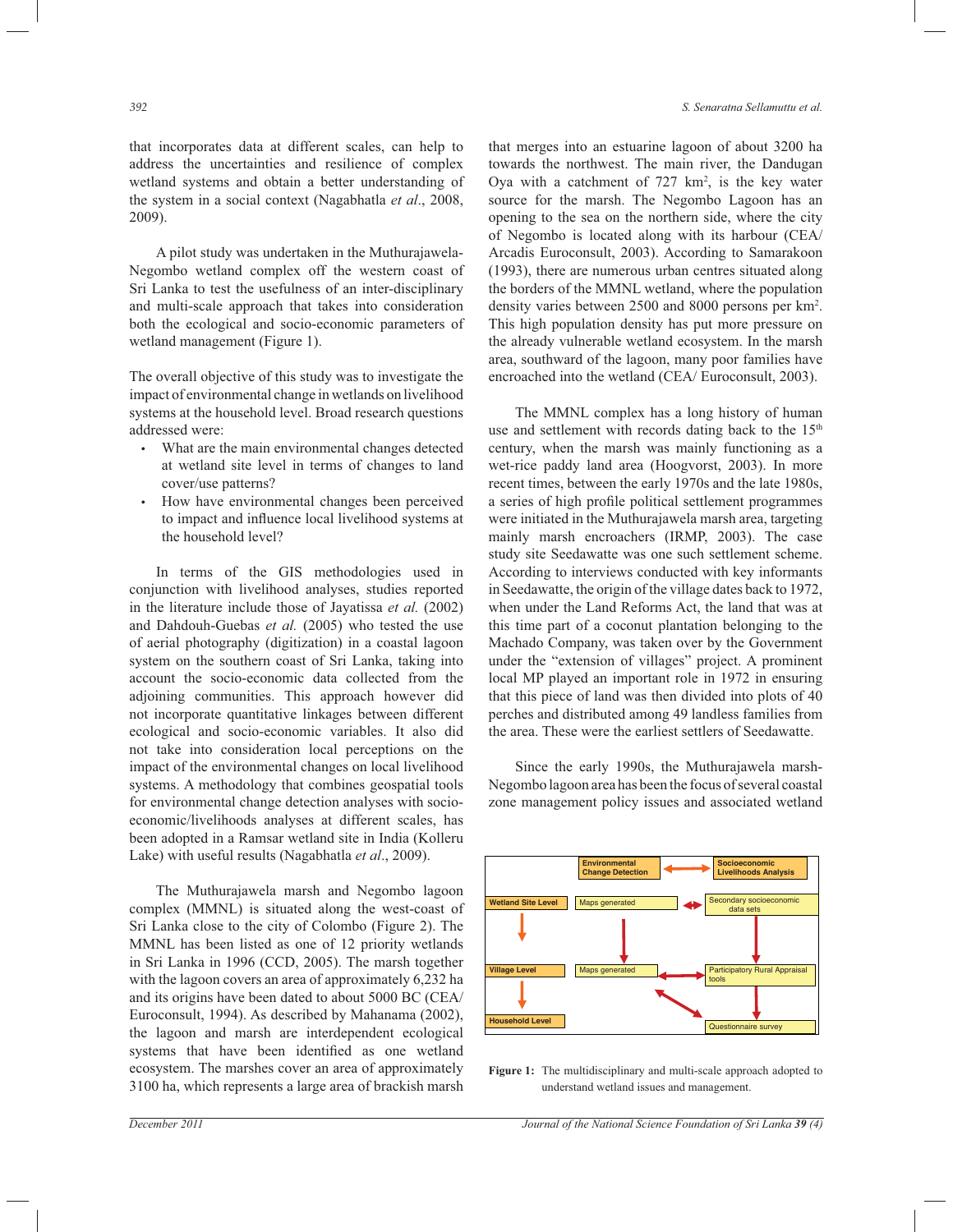that incorporates data at different scales, can help to address the uncertainties and resilience of complex wetland systems and obtain a better understanding of the system in a social context (Nagabhatla *et al*., 2008, 2009).

A pilot study was undertaken in the Muthurajawela-Negombo wetland complex off the western coast of Sri Lanka to test the usefulness of an inter-disciplinary and multi-scale approach that takes into consideration both the ecological and socio-economic parameters of wetland management (Figure 1).

The overall objective of this study was to investigate the impact of environmental change in wetlands on livelihood systems at the household level. Broad research questions addressed were:

- What are the main environmental changes detected at wetland site level in terms of changes to land cover/use patterns?
- How have environmental changes been perceived to impact and influence local livelihood systems at the household level?

In terms of the GIS methodologies used in conjunction with livelihood analyses, studies reported in the literature include those of Jayatissa *et al.* (2002) and Dahdouh-Guebas *et al.* (2005) who tested the use of aerial photography (digitization) in a coastal lagoon system on the southern coast of Sri Lanka, taking into account the socio-economic data collected from the adjoining communities. This approach however did not incorporate quantitative linkages between different ecological and socio-economic variables. It also did not take into consideration local perceptions on the impact of the environmental changes on local livelihood systems. A methodology that combines geospatial tools for environmental change detection analyses with socio-economic/livelihoods analyses at different scales, has been adopted in a Ramsar wetland site in India (Kolleru Lake) with useful results (Nagabhatla *et al*., 2009).

The Muthurajawela marsh and Negombo lagoon complex (MMNL) is situated along the west-coast of Sri Lanka close to the city of Colombo (Figure 2). The MMNL has been listed as one of 12 priority wetlands in Sri Lanka in 1996 (CCD, 2005). The marsh together with the lagoon covers an area of approximately 6,232 ha and its origins have been dated to about 5000 BC (CEA/ Euroconsult, 1994). As described by Mahanama (2002), the lagoon and marsh are interdependent ecological systems that have been identified as one wetland ecosystem. The marshes cover an area of approximately 3100 ha, which represents a large area of brackish marsh that merges into an estuarine lagoon of about 3200 ha towards the northwest. The main river, the Dandugan Oya with a catchment of 727 km$^2$, is the key water source for the marsh. The Negombo Lagoon has an opening to the sea on the northern side, where the city of Negombo is located along with its harbour (CEA/ Arcadis Euroconsult, 2003). According to Samarakoon (1993), there are numerous urban centres situated along the borders of the MMNL wetland, where the population density varies between 2500 and 8000 persons per km$^2$. This high population density has put more pressure on the already vulnerable wetland ecosystem. In the marsh area, southward of the lagoon, many poor families have encroached into the wetland (CEA/ Euroconsult, 2003).

The MMNL complex has a long history of human use and settlement with records dating back to the 15$^{th}$ century, when the marsh was mainly functioning as a wet-rice paddy land area (Hoogvorst, 2003). In more recent times, between the early 1970s and the late 1980s, a series of high profile political settlement programmes were initiated in the Muthurajawela marsh area, targeting mainly marsh encroachers (IRMP, 2003). The case study site Seedawatte was one such settlement scheme. According to interviews conducted with key informants in Seedawatte, the origin of the village dates back to 1972, when under the Land Reforms Act, the land that was at this time part of a coconut plantation belonging to the Machado Company, was taken over by the Government under the "extension of villages" project. A prominent local MP played an important role in 1972 in ensuring that this piece of land was then divided into plots of 40 perches and distributed among 49 landless families from the area. These were the earliest settlers of Seedawatte.

Since the early 1990s, the Muthurajawela marsh-Negombo lagoon area has been the focus of several coastal zone management policy issues and associated wetland

| | Environmental Change Detection | | Socioeconomic Livelihoods Analysis |
|---|---|---|---|
| Wetland Site Level | Maps generated | ↔ | Secondary socioeconomic data sets |
| Village Level | Maps generated | ↔ | Participatory Rural Appraisal tools |
| Household Level | | | Questionnaire survey |

**Figure 1:** The multidisciplinary and multi-scale approach adopted to understand wetland issues and management.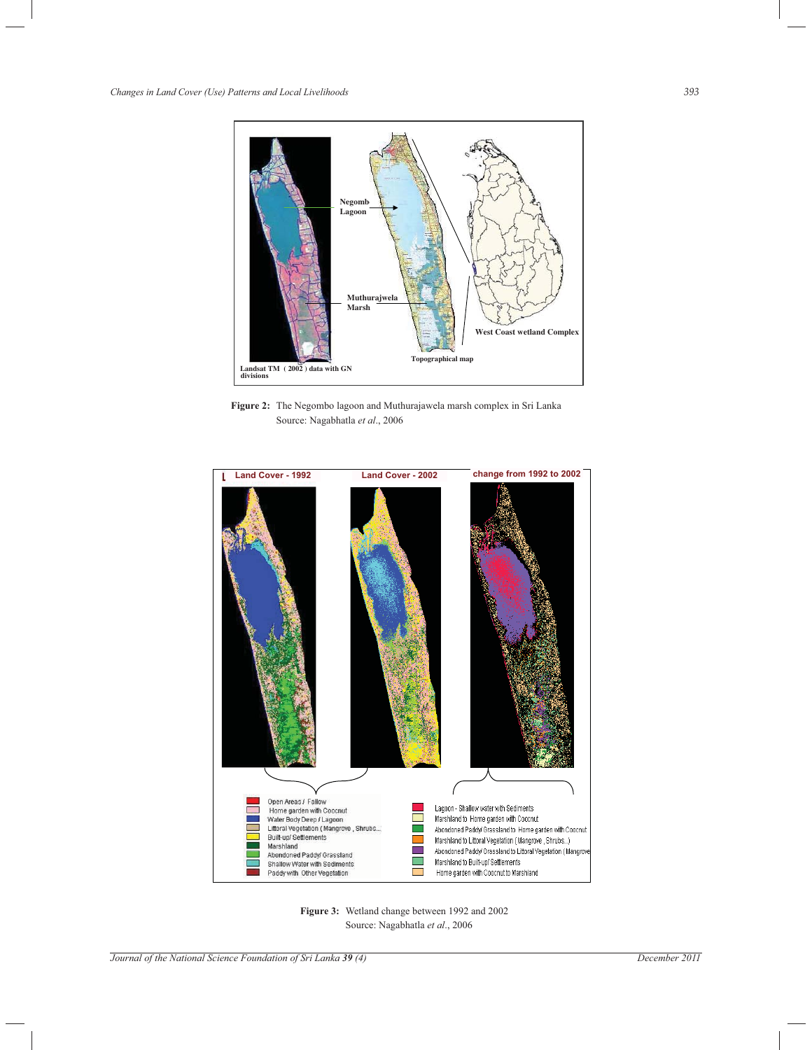**Figure 2:** The Negombo lagoon and Muthurajawela marsh complex in Sri Lanka
Source: Nagabhatla *et al*., 2006

**Figure 3:** Wetland change between 1992 and 2002
Source: Nagabhatla *et al*., 2006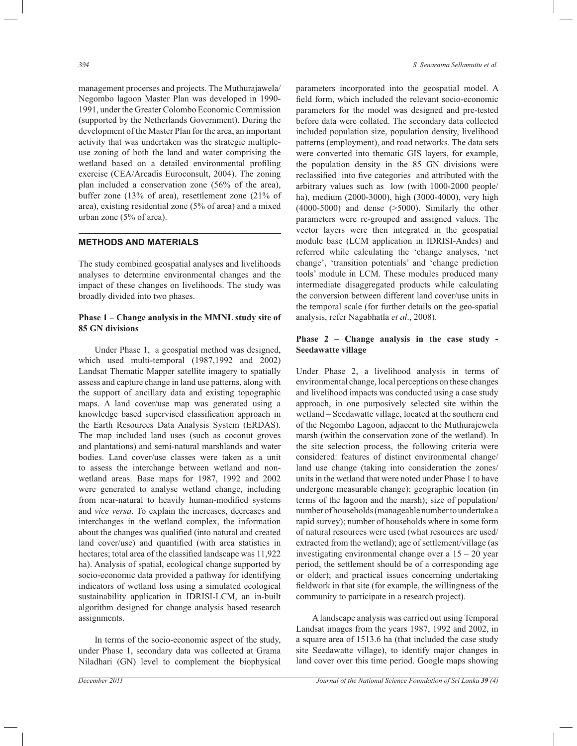management procerses and projects. The Muthurajawela/ Negombo lagoon Master Plan was developed in 1990-1991, under the Greater Colombo Economic Commission (supported by the Netherlands Government). During the development of the Master Plan for the area, an important activity that was undertaken was the strategic multiple-use zoning of both the land and water comprising the wetland based on a detailed environmental profiling exercise (CEA/Arcadis Euroconsult, 2004). The zoning plan included a conservation zone (56% of the area), buffer zone (13% of area), resettlement zone (21% of area), existing residential zone (5% of area) and a mixed urban zone (5% of area).

## METHODS AND MATERIALS

The study combined geospatial analyses and livelihoods analyses to determine environmental changes and the impact of these changes on livelihoods. The study was broadly divided into two phases.

### Phase 1 – Change analysis in the MMNL study site of 85 GN divisions

Under Phase 1, a geospatial method was designed, which used multi-temporal (1987,1992 and 2002) Landsat Thematic Mapper satellite imagery to spatially assess and capture change in land use patterns, along with the support of ancillary data and existing topographic maps. A land cover/use map was generated using a knowledge based supervised classification approach in the Earth Resources Data Analysis System (ERDAS). The map included land uses (such as coconut groves and plantations) and semi-natural marshlands and water bodies. Land cover/use classes were taken as a unit to assess the interchange between wetland and non-wetland areas. Base maps for 1987, 1992 and 2002 were generated to analyse wetland change, including from near-natural to heavily human-modified systems and *vice versa*. To explain the increases, decreases and interchanges in the wetland complex, the information about the changes was qualified (into natural and created land cover/use) and quantified (with area statistics in hectares; total area of the classified landscape was 11,922 ha). Analysis of spatial, ecological change supported by socio-economic data provided a pathway for identifying indicators of wetland loss using a simulated ecological sustainability application in IDRISI-LCM, an in-built algorithm designed for change analysis based research assignments.

In terms of the socio-economic aspect of the study, under Phase 1, secondary data was collected at Grama Niladhari (GN) level to complement the biophysical parameters incorporated into the geospatial model. A field form, which included the relevant socio-economic parameters for the model was designed and pre-tested before data were collated. The secondary data collected included population size, population density, livelihood patterns (employment), and road networks. The data sets were converted into thematic GIS layers, for example, the population density in the 85 GN divisions were reclassified into five categories and attributed with the arbitrary values such as low (with 1000-2000 people/ha), medium (2000-3000), high (3000-4000), very high (4000-5000) and dense (>5000). Similarly the other parameters were re-grouped and assigned values. The vector layers were then integrated in the geospatial module base (LCM application in IDRISI-Andes) and referred while calculating the 'change analyses, 'net change', 'transition potentials' and 'change prediction tools' module in LCM. These modules produced many intermediate disaggregated products while calculating the conversion between different land cover/use units in the temporal scale (for further details on the geo-spatial analysis, refer Nagabhatla *et al*., 2008).

### Phase 2 – Change analysis in the case study - Seedawatte village

Under Phase 2, a livelihood analysis in terms of environmental change, local perceptions on these changes and livelihood impacts was conducted using a case study approach, in one purposively selected site within the wetland – Seedawatte village, located at the southern end of the Negombo Lagoon, adjacent to the Muthurajewela marsh (within the conservation zone of the wetland). In the site selection process, the following criteria were considered: features of distinct environmental change/ land use change (taking into consideration the zones/ units in the wetland that were noted under Phase 1 to have undergone measurable change); geographic location (in terms of the lagoon and the marsh); size of population/ number of households (manageable number to undertake a rapid survey); number of households where in some form of natural resources were used (what resources are used/ extracted from the wetland); age of settlement/village (as investigating environmental change over a 15 – 20 year period, the settlement should be of a corresponding age or older); and practical issues concerning undertaking fieldwork in that site (for example, the willingness of the community to participate in a research project).

A landscape analysis was carried out using Temporal Landsat images from the years 1987, 1992 and 2002, in a square area of 1513.6 ha (that included the case study site Seedawatte village), to identify major changes in land cover over this time period. Google maps showing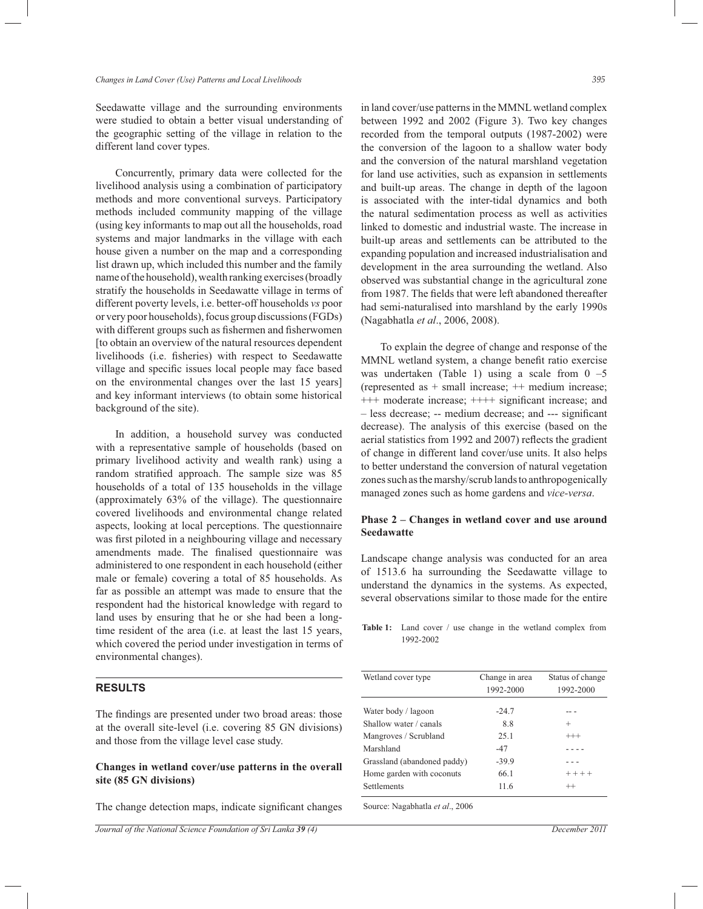Seedawatte village and the surrounding environments were studied to obtain a better visual understanding of the geographic setting of the village in relation to the different land cover types.

Concurrently, primary data were collected for the livelihood analysis using a combination of participatory methods and more conventional surveys. Participatory methods included community mapping of the village (using key informants to map out all the households, road systems and major landmarks in the village with each house given a number on the map and a corresponding list drawn up, which included this number and the family name of the household), wealth ranking exercises (broadly stratify the households in Seedawatte village in terms of different poverty levels, i.e. better-off households *vs* poor or very poor households), focus group discussions (FGDs) with different groups such as fishermen and fisherwomen [to obtain an overview of the natural resources dependent livelihoods (i.e. fisheries) with respect to Seedawatte village and specific issues local people may face based on the environmental changes over the last 15 years] and key informant interviews (to obtain some historical background of the site).

In addition, a household survey was conducted with a representative sample of households (based on primary livelihood activity and wealth rank) using a random stratified approach. The sample size was 85 households of a total of 135 households in the village (approximately 63% of the village). The questionnaire covered livelihoods and environmental change related aspects, looking at local perceptions. The questionnaire was first piloted in a neighbouring village and necessary amendments made. The finalised questionnaire was administered to one respondent in each household (either male or female) covering a total of 85 households. As far as possible an attempt was made to ensure that the respondent had the historical knowledge with regard to land uses by ensuring that he or she had been a long-time resident of the area (i.e. at least the last 15 years, which covered the period under investigation in terms of environmental changes).

## RESULTS

The findings are presented under two broad areas: those at the overall site-level (i.e. covering 85 GN divisions) and those from the village level case study.

### Changes in wetland cover/use patterns in the overall site (85 GN divisions)

The change detection maps, indicate significant changes in land cover/use patterns in the MMNL wetland complex between 1992 and 2002 (Figure 3). Two key changes recorded from the temporal outputs (1987-2002) were the conversion of the lagoon to a shallow water body and the conversion of the natural marshland vegetation for land use activities, such as expansion in settlements and built-up areas. The change in depth of the lagoon is associated with the inter-tidal dynamics and both the natural sedimentation process as well as activities linked to domestic and industrial waste. The increase in built-up areas and settlements can be attributed to the expanding population and increased industrialisation and development in the area surrounding the wetland. Also observed was substantial change in the agricultural zone from 1987. The fields that were left abandoned thereafter had semi-naturalised into marshland by the early 1990s (Nagabhatla *et al*., 2006, 2008).

To explain the degree of change and response of the MMNL wetland system, a change benefit ratio exercise was undertaken (Table 1) using a scale from 0 –5 (represented as + small increase; ++ medium increase; +++ moderate increase; ++++ significant increase; and – less decrease; -- medium decrease; and --- significant decrease). The analysis of this exercise (based on the aerial statistics from 1992 and 2007) reflects the gradient of change in different land cover/use units. It also helps to better understand the conversion of natural vegetation zones such as the marshy/scrub lands to anthropogenically managed zones such as home gardens and *vice-versa*.

### Phase 2 – Changes in wetland cover and use around Seedawatte

Landscape change analysis was conducted for an area of 1513.6 ha surrounding the Seedawatte village to understand the dynamics in the systems. As expected, several observations similar to those made for the entire

**Table 1:** Land cover / use change in the wetland complex from 1992-2002

| Wetland cover type | Change in area 1992-2000 | Status of change 1992-2000 |
|---|---|---|
| Water body / lagoon | -24.7 | -- - |
| Shallow water / canals | 8.8 | + |
| Mangroves / Scrubland | 25.1 | +++ |
| Marshland | -47 | - - - - |
| Grassland (abandoned paddy) | -39.9 | - - - |
| Home garden with coconuts | 66.1 | + + + + |
| Settlements | 11.6 | ++ |

Source: Nagabhatla *et al*., 2006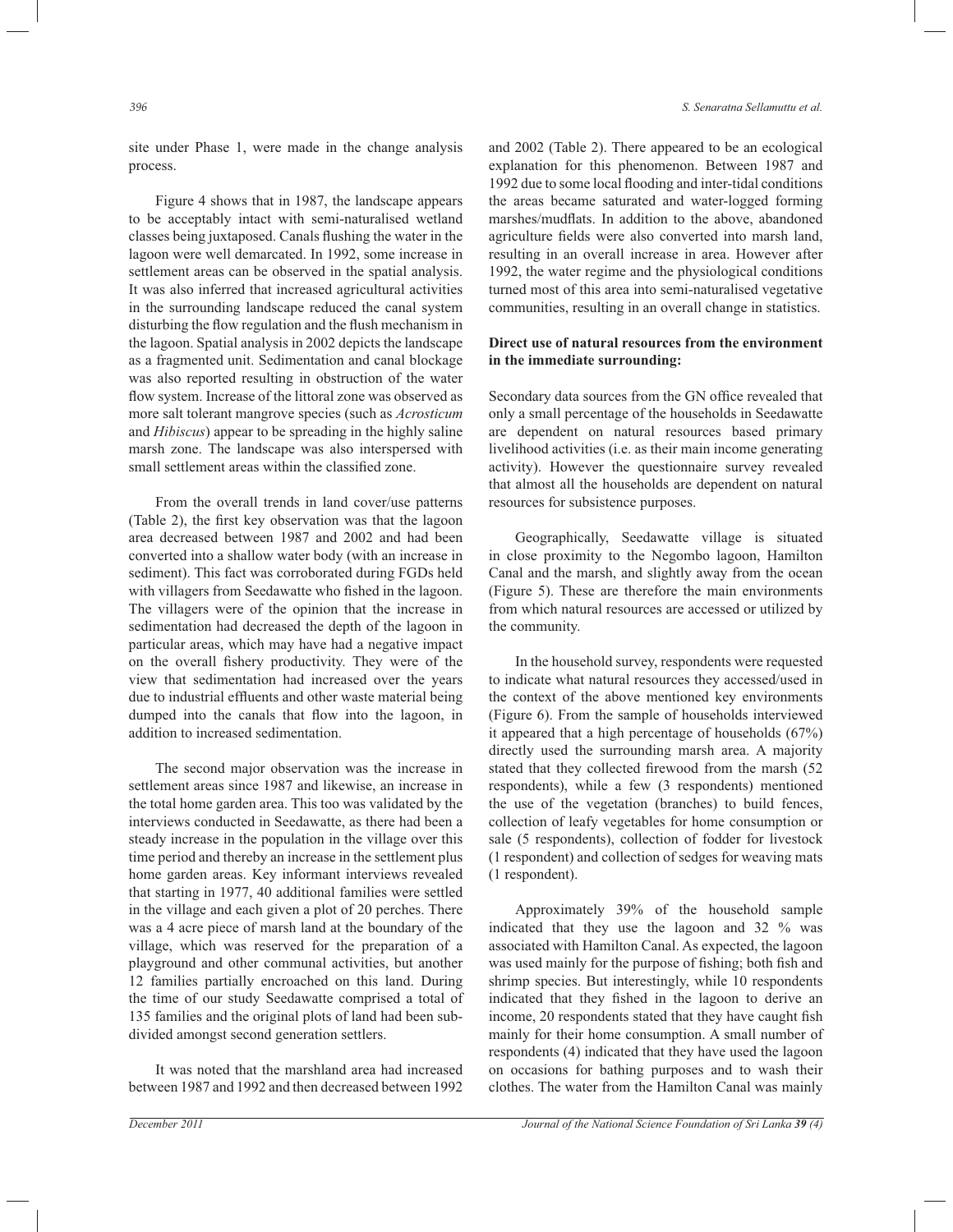site under Phase 1, were made in the change analysis process.

Figure 4 shows that in 1987, the landscape appears to be acceptably intact with semi-naturalised wetland classes being juxtaposed. Canals flushing the water in the lagoon were well demarcated. In 1992, some increase in settlement areas can be observed in the spatial analysis. It was also inferred that increased agricultural activities in the surrounding landscape reduced the canal system disturbing the flow regulation and the flush mechanism in the lagoon. Spatial analysis in 2002 depicts the landscape as a fragmented unit. Sedimentation and canal blockage was also reported resulting in obstruction of the water flow system. Increase of the littoral zone was observed as more salt tolerant mangrove species (such as *Acrosticum* and *Hibiscus*) appear to be spreading in the highly saline marsh zone. The landscape was also interspersed with small settlement areas within the classified zone.

From the overall trends in land cover/use patterns (Table 2), the first key observation was that the lagoon area decreased between 1987 and 2002 and had been converted into a shallow water body (with an increase in sediment). This fact was corroborated during FGDs held with villagers from Seedawatte who fished in the lagoon. The villagers were of the opinion that the increase in sedimentation had decreased the depth of the lagoon in particular areas, which may have had a negative impact on the overall fishery productivity. They were of the view that sedimentation had increased over the years due to industrial effluents and other waste material being dumped into the canals that flow into the lagoon, in addition to increased sedimentation.

The second major observation was the increase in settlement areas since 1987 and likewise, an increase in the total home garden area. This too was validated by the interviews conducted in Seedawatte, as there had been a steady increase in the population in the village over this time period and thereby an increase in the settlement plus home garden areas. Key informant interviews revealed that starting in 1977, 40 additional families were settled in the village and each given a plot of 20 perches. There was a 4 acre piece of marsh land at the boundary of the village, which was reserved for the preparation of a playground and other communal activities, but another 12 families partially encroached on this land. During the time of our study Seedawatte comprised a total of 135 families and the original plots of land had been sub-divided amongst second generation settlers.

It was noted that the marshland area had increased between 1987 and 1992 and then decreased between 1992 and 2002 (Table 2). There appeared to be an ecological explanation for this phenomenon. Between 1987 and 1992 due to some local flooding and inter-tidal conditions the areas became saturated and water-logged forming marshes/mudflats. In addition to the above, abandoned agriculture fields were also converted into marsh land, resulting in an overall increase in area. However after 1992, the water regime and the physiological conditions turned most of this area into semi-naturalised vegetative communities, resulting in an overall change in statistics.

**Direct use of natural resources from the environment in the immediate surrounding:**

Secondary data sources from the GN office revealed that only a small percentage of the households in Seedawatte are dependent on natural resources based primary livelihood activities (i.e. as their main income generating activity). However the questionnaire survey revealed that almost all the households are dependent on natural resources for subsistence purposes.

Geographically, Seedawatte village is situated in close proximity to the Negombo lagoon, Hamilton Canal and the marsh, and slightly away from the ocean (Figure 5). These are therefore the main environments from which natural resources are accessed or utilized by the community.

In the household survey, respondents were requested to indicate what natural resources they accessed/used in the context of the above mentioned key environments (Figure 6). From the sample of households interviewed it appeared that a high percentage of households (67%) directly used the surrounding marsh area. A majority stated that they collected firewood from the marsh (52 respondents), while a few (3 respondents) mentioned the use of the vegetation (branches) to build fences, collection of leafy vegetables for home consumption or sale (5 respondents), collection of fodder for livestock (1 respondent) and collection of sedges for weaving mats (1 respondent).

Approximately 39% of the household sample indicated that they use the lagoon and 32 % was associated with Hamilton Canal. As expected, the lagoon was used mainly for the purpose of fishing; both fish and shrimp species. But interestingly, while 10 respondents indicated that they fished in the lagoon to derive an income, 20 respondents stated that they have caught fish mainly for their home consumption. A small number of respondents (4) indicated that they have used the lagoon on occasions for bathing purposes and to wash their clothes. The water from the Hamilton Canal was mainly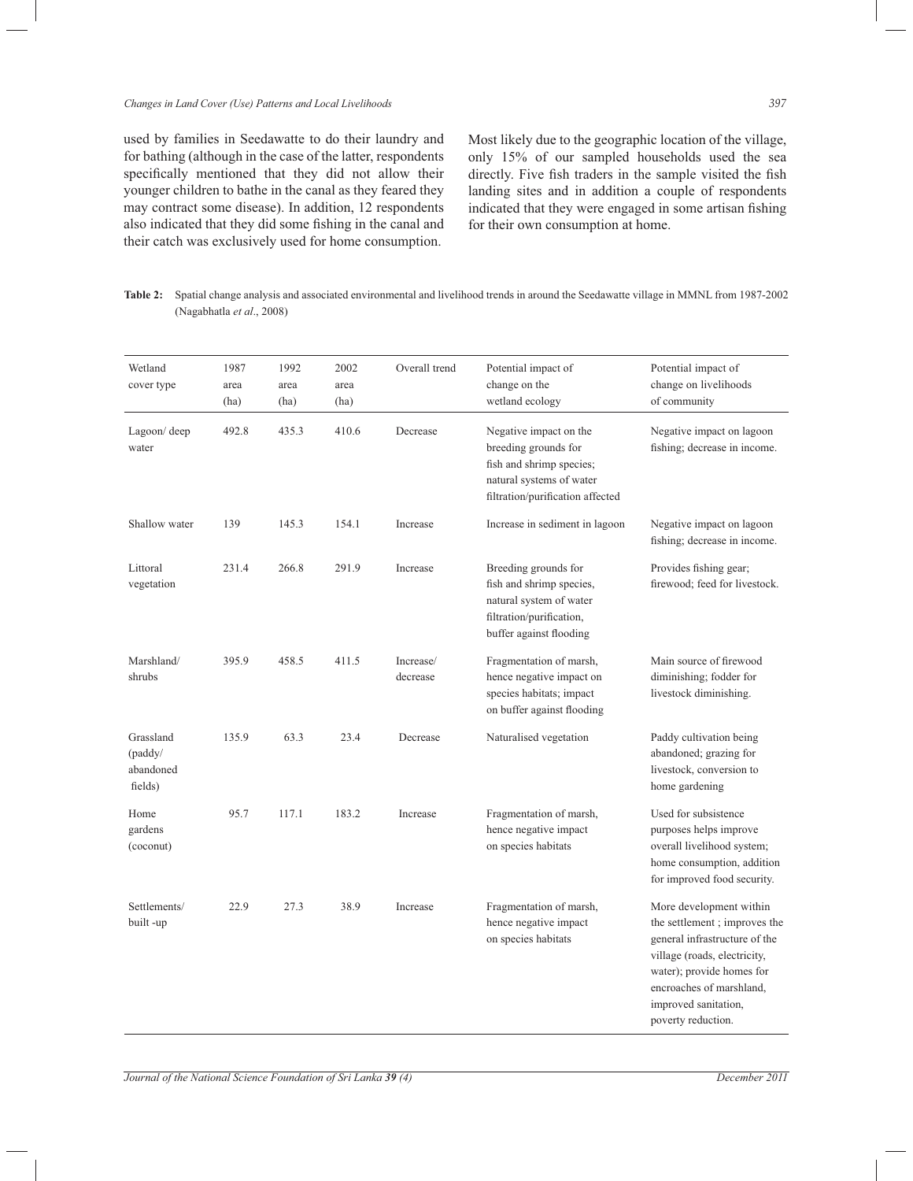used by families in Seedawatte to do their laundry and for bathing (although in the case of the latter, respondents specifically mentioned that they did not allow their younger children to bathe in the canal as they feared they may contract some disease). In addition, 12 respondents also indicated that they did some fishing in the canal and their catch was exclusively used for home consumption.

Most likely due to the geographic location of the village, only 15% of our sampled households used the sea directly. Five fish traders in the sample visited the fish landing sites and in addition a couple of respondents indicated that they were engaged in some artisan fishing for their own consumption at home.

**Table 2:** Spatial change analysis and associated environmental and livelihood trends in around the Seedawatte village in MMNL from 1987-2002 (Nagabhatla *et al*., 2008)

| Wetland cover type | 1987 area (ha) | 1992 area (ha) | 2002 area (ha) | Overall trend | Potential impact of change on the wetland ecology | Potential impact of change on livelihoods of community |
|---|---|---|---|---|---|---|
| Lagoon/ deep water | 492.8 | 435.3 | 410.6 | Decrease | Negative impact on the breeding grounds for fish and shrimp species; natural systems of water filtration/purification affected | Negative impact on lagoon fishing; decrease in income. |
| Shallow water | 139 | 145.3 | 154.1 | Increase | Increase in sediment in lagoon | Negative impact on lagoon fishing; decrease in income. |
| Littoral vegetation | 231.4 | 266.8 | 291.9 | Increase | Breeding grounds for fish and shrimp species, natural system of water filtration/purification, buffer against flooding | Provides fishing gear; firewood; feed for livestock. |
| Marshland/ shrubs | 395.9 | 458.5 | 411.5 | Increase/ decrease | Fragmentation of marsh, hence negative impact on species habitats; impact on buffer against flooding | Main source of firewood diminishing; fodder for livestock diminishing. |
| Grassland (paddy/ abandoned fields) | 135.9 | 63.3 | 23.4 | Decrease | Naturalised vegetation | Paddy cultivation being abandoned; grazing for livestock, conversion to home gardening |
| Home gardens (coconut) | 95.7 | 117.1 | 183.2 | Increase | Fragmentation of marsh, hence negative impact on species habitats | Used for subsistence purposes helps improve overall livelihood system; home consumption, addition for improved food security. |
| Settlements/ built -up | 22.9 | 27.3 | 38.9 | Increase | Fragmentation of marsh, hence negative impact on species habitats | More development within the settlement ; improves the general infrastructure of the village (roads, electricity, water); provide homes for encroaches of marshland, improved sanitation, poverty reduction. |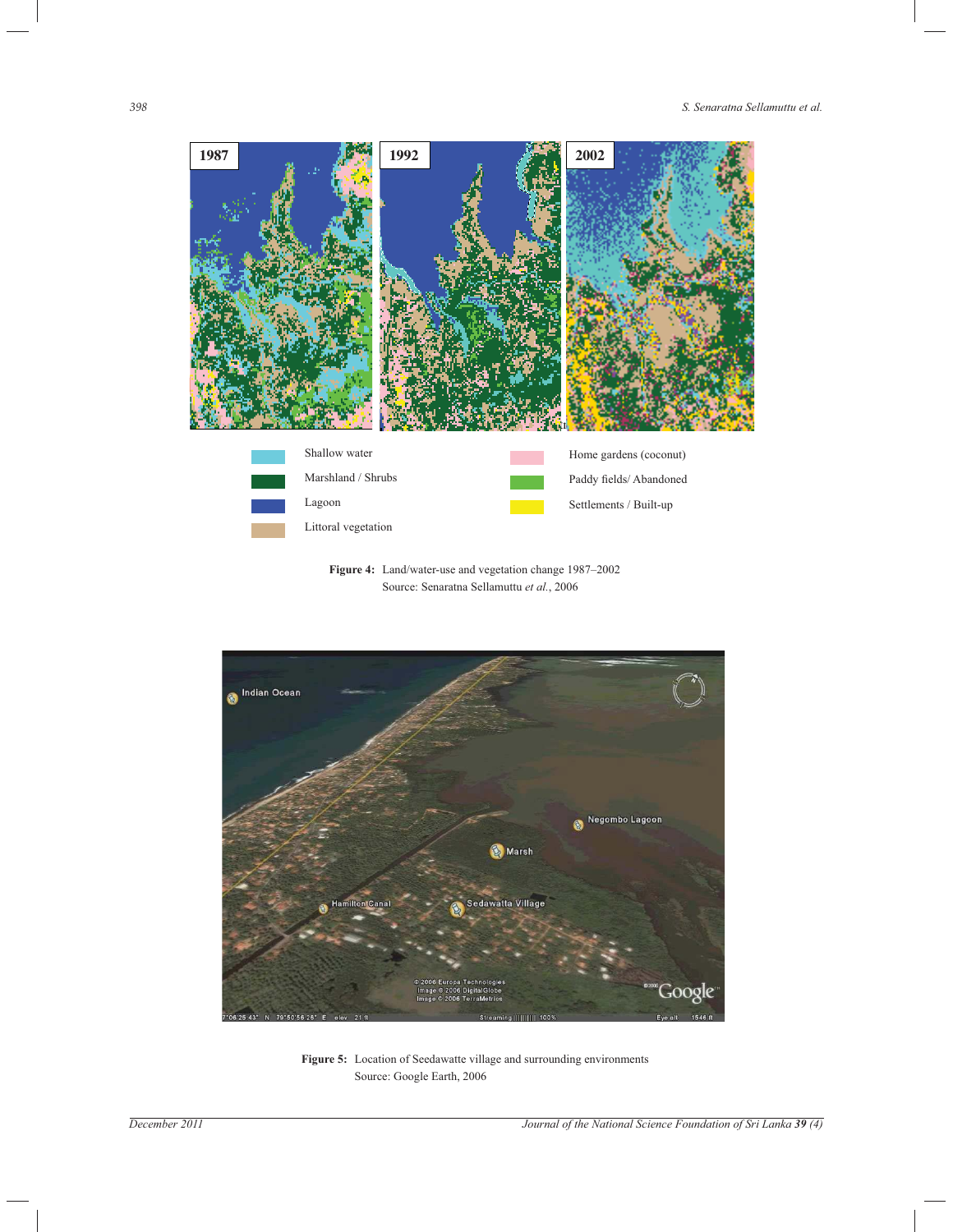Figure 4: Land/water-use and vegetation change 1987–2002
Source: Senaratna Sellamuttu *et al.*, 2006

Figure 5: Location of Seedawatte village and surrounding environments
Source: Google Earth, 2006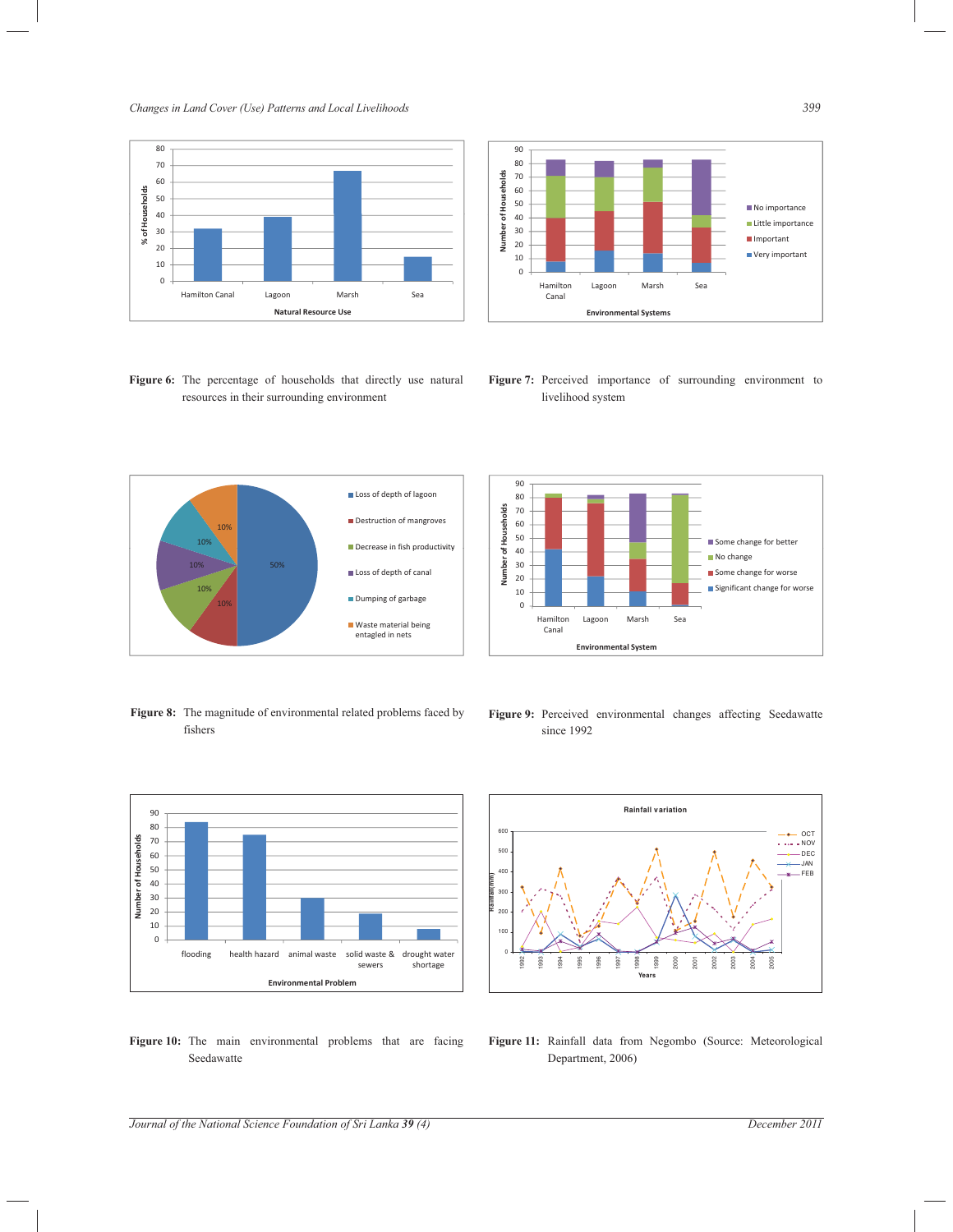**Figure 6:** The percentage of households that directly use natural resources in their surrounding environment

**Figure 7:** Perceived importance of surrounding environment to livelihood system

**Figure 8:** The magnitude of environmental related problems faced by fishers

**Figure 9:** Perceived environmental changes affecting Seedawatte since 1992

**Figure 10:** The main environmental problems that are facing Seedawatte

**Figure 11:** Rainfall data from Negombo (Source: Meteorological Department, 2006)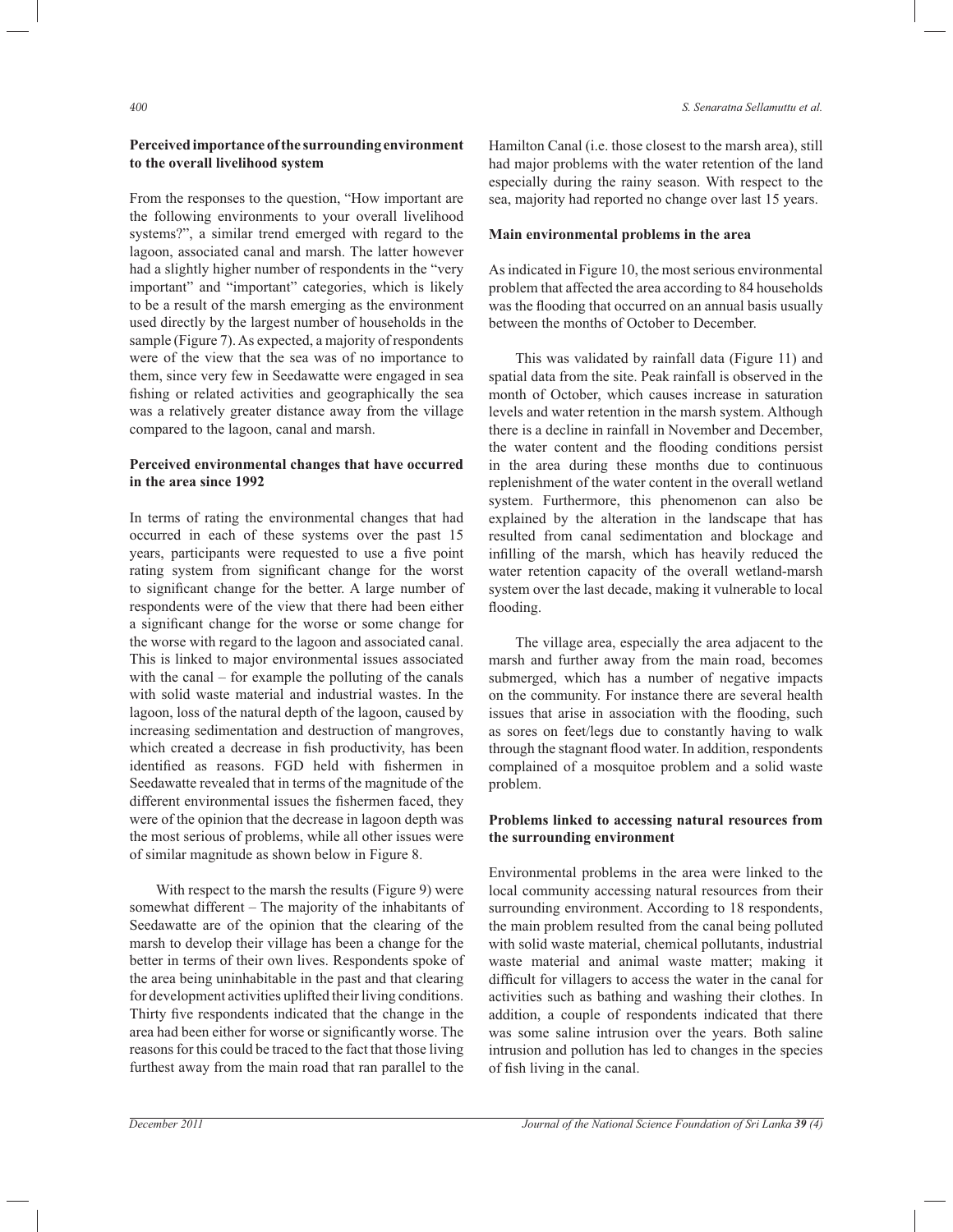**Perceived importance of the surrounding environment to the overall livelihood system**

From the responses to the question, "How important are the following environments to your overall livelihood systems?", a similar trend emerged with regard to the lagoon, associated canal and marsh. The latter however had a slightly higher number of respondents in the "very important" and "important" categories, which is likely to be a result of the marsh emerging as the environment used directly by the largest number of households in the sample (Figure 7). As expected, a majority of respondents were of the view that the sea was of no importance to them, since very few in Seedawatte were engaged in sea fishing or related activities and geographically the sea was a relatively greater distance away from the village compared to the lagoon, canal and marsh.

**Perceived environmental changes that have occurred in the area since 1992**

In terms of rating the environmental changes that had occurred in each of these systems over the past 15 years, participants were requested to use a five point rating system from significant change for the worst to significant change for the better. A large number of respondents were of the view that there had been either a significant change for the worse or some change for the worse with regard to the lagoon and associated canal. This is linked to major environmental issues associated with the canal – for example the polluting of the canals with solid waste material and industrial wastes. In the lagoon, loss of the natural depth of the lagoon, caused by increasing sedimentation and destruction of mangroves, which created a decrease in fish productivity, has been identified as reasons. FGD held with fishermen in Seedawatte revealed that in terms of the magnitude of the different environmental issues the fishermen faced, they were of the opinion that the decrease in lagoon depth was the most serious of problems, while all other issues were of similar magnitude as shown below in Figure 8.

With respect to the marsh the results (Figure 9) were somewhat different – The majority of the inhabitants of Seedawatte are of the opinion that the clearing of the marsh to develop their village has been a change for the better in terms of their own lives. Respondents spoke of the area being uninhabitable in the past and that clearing for development activities uplifted their living conditions. Thirty five respondents indicated that the change in the area had been either for worse or significantly worse. The reasons for this could be traced to the fact that those living furthest away from the main road that ran parallel to the Hamilton Canal (i.e. those closest to the marsh area), still had major problems with the water retention of the land especially during the rainy season. With respect to the sea, majority had reported no change over last 15 years.

**Main environmental problems in the area**

As indicated in Figure 10, the most serious environmental problem that affected the area according to 84 households was the flooding that occurred on an annual basis usually between the months of October to December.

This was validated by rainfall data (Figure 11) and spatial data from the site. Peak rainfall is observed in the month of October, which causes increase in saturation levels and water retention in the marsh system. Although there is a decline in rainfall in November and December, the water content and the flooding conditions persist in the area during these months due to continuous replenishment of the water content in the overall wetland system. Furthermore, this phenomenon can also be explained by the alteration in the landscape that has resulted from canal sedimentation and blockage and infilling of the marsh, which has heavily reduced the water retention capacity of the overall wetland-marsh system over the last decade, making it vulnerable to local flooding.

The village area, especially the area adjacent to the marsh and further away from the main road, becomes submerged, which has a number of negative impacts on the community. For instance there are several health issues that arise in association with the flooding, such as sores on feet/legs due to constantly having to walk through the stagnant flood water. In addition, respondents complained of a mosquitoe problem and a solid waste problem.

**Problems linked to accessing natural resources from the surrounding environment**

Environmental problems in the area were linked to the local community accessing natural resources from their surrounding environment. According to 18 respondents, the main problem resulted from the canal being polluted with solid waste material, chemical pollutants, industrial waste material and animal waste matter; making it difficult for villagers to access the water in the canal for activities such as bathing and washing their clothes. In addition, a couple of respondents indicated that there was some saline intrusion over the years. Both saline intrusion and pollution has led to changes in the species of fish living in the canal.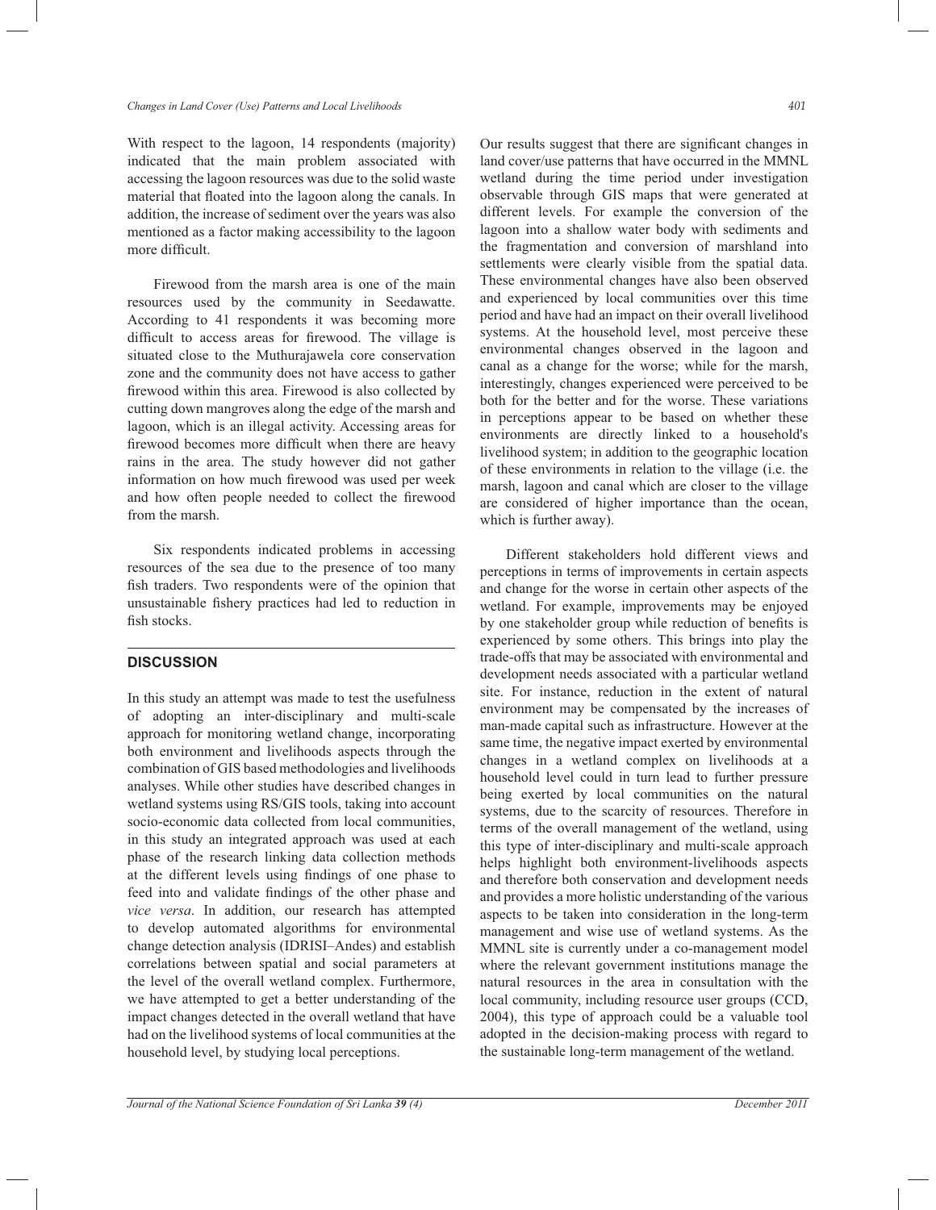With respect to the lagoon, 14 respondents (majority) indicated that the main problem associated with accessing the lagoon resources was due to the solid waste material that floated into the lagoon along the canals. In addition, the increase of sediment over the years was also mentioned as a factor making accessibility to the lagoon more difficult.

Firewood from the marsh area is one of the main resources used by the community in Seedawatte. According to 41 respondents it was becoming more difficult to access areas for firewood. The village is situated close to the Muthurajawela core conservation zone and the community does not have access to gather firewood within this area. Firewood is also collected by cutting down mangroves along the edge of the marsh and lagoon, which is an illegal activity. Accessing areas for firewood becomes more difficult when there are heavy rains in the area. The study however did not gather information on how much firewood was used per week and how often people needed to collect the firewood from the marsh.

Six respondents indicated problems in accessing resources of the sea due to the presence of too many fish traders. Two respondents were of the opinion that unsustainable fishery practices had led to reduction in fish stocks.

## DISCUSSION

In this study an attempt was made to test the usefulness of adopting an inter-disciplinary and multi-scale approach for monitoring wetland change, incorporating both environment and livelihoods aspects through the combination of GIS based methodologies and livelihoods analyses. While other studies have described changes in wetland systems using RS/GIS tools, taking into account socio-economic data collected from local communities, in this study an integrated approach was used at each phase of the research linking data collection methods at the different levels using findings of one phase to feed into and validate findings of the other phase and *vice versa*. In addition, our research has attempted to develop automated algorithms for environmental change detection analysis (IDRISI–Andes) and establish correlations between spatial and social parameters at the level of the overall wetland complex. Furthermore, we have attempted to get a better understanding of the impact changes detected in the overall wetland that have had on the livelihood systems of local communities at the household level, by studying local perceptions.

Our results suggest that there are significant changes in land cover/use patterns that have occurred in the MMNL wetland during the time period under investigation observable through GIS maps that were generated at different levels. For example the conversion of the lagoon into a shallow water body with sediments and the fragmentation and conversion of marshland into settlements were clearly visible from the spatial data. These environmental changes have also been observed and experienced by local communities over this time period and have had an impact on their overall livelihood systems. At the household level, most perceive these environmental changes observed in the lagoon and canal as a change for the worse; while for the marsh, interestingly, changes experienced were perceived to be both for the better and for the worse. These variations in perceptions appear to be based on whether these environments are directly linked to a household's livelihood system; in addition to the geographic location of these environments in relation to the village (i.e. the marsh, lagoon and canal which are closer to the village are considered of higher importance than the ocean, which is further away).

Different stakeholders hold different views and perceptions in terms of improvements in certain aspects and change for the worse in certain other aspects of the wetland. For example, improvements may be enjoyed by one stakeholder group while reduction of benefits is experienced by some others. This brings into play the trade-offs that may be associated with environmental and development needs associated with a particular wetland site. For instance, reduction in the extent of natural environment may be compensated by the increases of man-made capital such as infrastructure. However at the same time, the negative impact exerted by environmental changes in a wetland complex on livelihoods at a household level could in turn lead to further pressure being exerted by local communities on the natural systems, due to the scarcity of resources. Therefore in terms of the overall management of the wetland, using this type of inter-disciplinary and multi-scale approach helps highlight both environment-livelihoods aspects and therefore both conservation and development needs and provides a more holistic understanding of the various aspects to be taken into consideration in the long-term management and wise use of wetland systems. As the MMNL site is currently under a co-management model where the relevant government institutions manage the natural resources in the area in consultation with the local community, including resource user groups (CCD, 2004), this type of approach could be a valuable tool adopted in the decision-making process with regard to the sustainable long-term management of the wetland.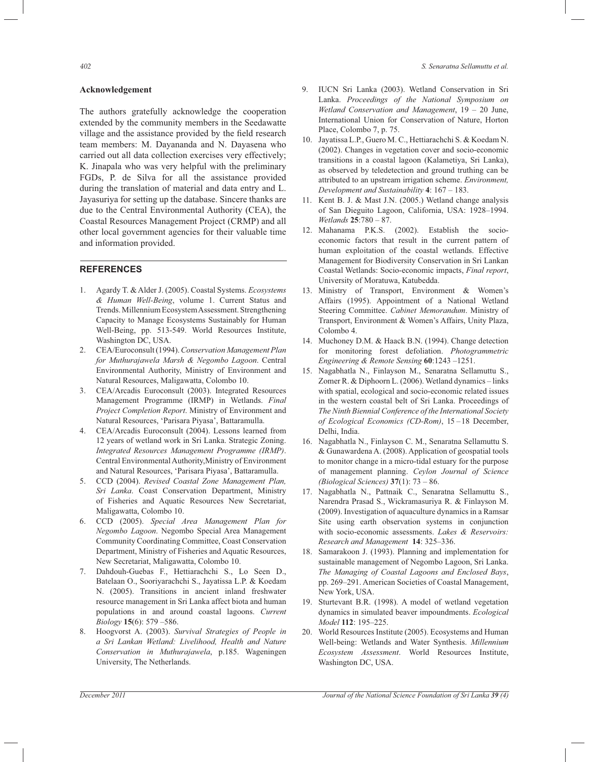### Acknowledgement

The authors gratefully acknowledge the cooperation extended by the community members in the Seedawatte village and the assistance provided by the field research team members: M. Dayananda and N. Dayasena who carried out all data collection exercises very effectively; K. Jinapala who was very helpful with the preliminary FGDs, P. de Silva for all the assistance provided during the translation of material and data entry and L. Jayasuriya for setting up the database. Sincere thanks are due to the Central Environmental Authority (CEA), the Coastal Resources Management Project (CRMP) and all other local government agencies for their valuable time and information provided.

## REFERENCES

1. Agardy T. & Alder J. (2005). Coastal Systems. *Ecosystems & Human Well-Being*, volume 1. Current Status and Trends. Millennium Ecosystem Assessment. Strengthening Capacity to Manage Ecosystems Sustainably for Human Well-Being, pp. 513-549. World Resources Institute, Washington DC, USA.
2. CEA/Euroconsult (1994). *Conservation Management Plan for Muthurajawela Marsh & Negombo Lagoon*. Central Environmental Authority, Ministry of Environment and Natural Resources, Maligawatta, Colombo 10.
3. CEA/Arcadis Euroconsult (2003). Integrated Resources Management Programme (IRMP) in Wetlands. *Final Project Completion Report*. Ministry of Environment and Natural Resources, 'Parisara Piyasa', Battaramulla.
4. CEA/Arcadis Euroconsult (2004). Lessons learned from 12 years of wetland work in Sri Lanka. Strategic Zoning. *Integrated Resources Management Programme (IRMP)*. Central Environmental Authority, Ministry of Environment and Natural Resources, 'Parisara Piyasa', Battaramulla.
5. CCD (2004). *Revised Coastal Zone Management Plan, Sri Lanka*. Coast Conservation Department, Ministry of Fisheries and Aquatic Resources New Secretariat, Maligawatta, Colombo 10.
6. CCD (2005). *Special Area Management Plan for Negombo Lagoon*. Negombo Special Area Management Community Coordinating Committee, Coast Conservation Department, Ministry of Fisheries and Aquatic Resources, New Secretariat, Maligawatta, Colombo 10.
7. Dahdouh-Guebas F., Hettiarachchi S., Lo Seen D., Batelaan O., Sooriyarachchi S., Jayatissa L.P. & Koedam N. (2005). Transitions in ancient inland freshwater resource management in Sri Lanka affect biota and human populations in and around coastal lagoons. *Current Biology* **15**(6): 579 –586.
8. Hoogvorst A. (2003). *Survival Strategies of People in a Sri Lankan Wetland: Livelihood, Health and Nature Conservation in Muthurajawela*, p.185. Wageningen University, The Netherlands.
9. IUCN Sri Lanka (2003). Wetland Conservation in Sri Lanka. *Proceedings of the National Symposium on Wetland Conservation and Management*, 19 – 20 June, International Union for Conservation of Nature, Horton Place, Colombo 7, p. 75.
10. Jayatissa L.P., Guero M. C., Hettiarachchi S. & Koedam N. (2002). Changes in vegetation cover and socio-economic transitions in a coastal lagoon (Kalametiya, Sri Lanka), as observed by teledetection and ground truthing can be attributed to an upstream irrigation scheme. *Environment, Development and Sustainability* **4**: 167 – 183.
11. Kent B. J. & Mast J.N. (2005.) Wetland change analysis of San Dieguito Lagoon, California, USA: 1928–1994. *Wetlands* **25**:780 – 87.
12. Mahanama P.K.S. (2002). Establish the socio-economic factors that result in the current pattern of human exploitation of the coastal wetlands. Effective Management for Biodiversity Conservation in Sri Lankan Coastal Wetlands: Socio-economic impacts, *Final report*, University of Moratuwa, Katubedda.
13. Ministry of Transport, Environment & Women's Affairs (1995). Appointment of a National Wetland Steering Committee. *Cabinet Memorandum*. Ministry of Transport, Environment & Women's Affairs, Unity Plaza, Colombo 4.
14. Muchoney D.M. & Haack B.N. (1994). Change detection for monitoring forest defoliation. *Photogrammetric Engineering & Remote Sensing* **60**:1243 –1251.
15. Nagabhatla N., Finlayson M., Senaratna Sellamuttu S., Zomer R. & Diphoorn L. (2006). Wetland dynamics – links with spatial, ecological and socio-economic related issues in the western coastal belt of Sri Lanka. Proceedings of *The Ninth Biennial Conference of the International Society of Ecological Economics (CD-Rom)*, 15 – 18 December, Delhi, India.
16. Nagabhatla N., Finlayson C. M., Senaratna Sellamuttu S. & Gunawardena A. (2008). Application of geospatial tools to monitor change in a micro-tidal estuary for the purpose of management planning. *Ceylon Journal of Science (Biological Sciences)* **37**(1): 73 – 86.
17. Nagabhatla N., Pattnaik C., Senaratna Sellamuttu S., Narendra Prasad S., Wickramasuriya R. & Finlayson M. (2009). Investigation of aquaculture dynamics in a Ramsar Site using earth observation systems in conjunction with socio-economic assessments. *Lakes & Reservoirs: Research and Management* **14**: 325–336.
18. Samarakoon J. (1993). Planning and implementation for sustainable management of Negombo Lagoon, Sri Lanka. *The Managing of Coastal Lagoons and Enclosed Bays*, pp. 269–291. American Societies of Coastal Management, New York, USA.
19. Sturtevant B.R. (1998). A model of wetland vegetation dynamics in simulated beaver impoundments. *Ecological Model* **112**: 195–225.
20. World Resources Institute (2005). Ecosystems and Human Well-being: Wetlands and Water Synthesis. *Millennium Ecosystem Assessment*. World Resources Institute, Washington DC, USA.